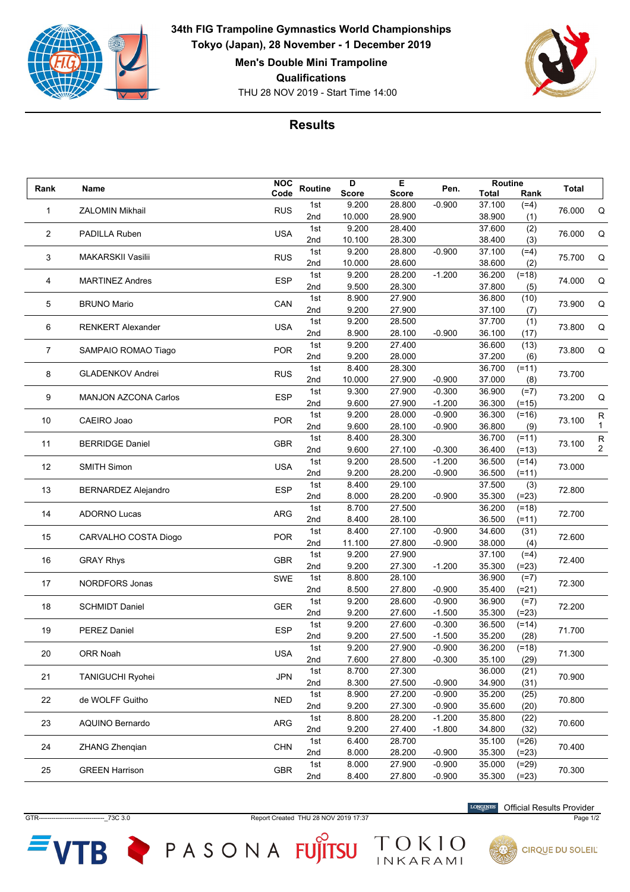**34th FIG Trampoline Gymnastics World Championships**
**Tokyo (Japan), 28 November - 1 December 2019**
**Men's Double Mini Trampoline**
**Qualifications**
THU 28 NOV 2019 - Start Time 14:00

## Results

| Rank | Name | NOC Code | Routine | D Score | E Score | Pen. | Routine Total | Routine Rank | Total | |
|---|---|---|---|---|---|---|---|---|---|---|
| 1 | ZALOMIN Mikhail | RUS | 1st | 9.200 | 28.800 | -0.900 | 37.100 | (=4) | 76.000 | Q |
| | | | 2nd | 10.000 | 28.900 | | 38.900 | (1) | | |
| 2 | PADILLA Ruben | USA | 1st | 9.200 | 28.400 | | 37.600 | (2) | 76.000 | Q |
| | | | 2nd | 10.100 | 28.300 | | 38.400 | (3) | | |
| 3 | MAKARSKII Vasilii | RUS | 1st | 9.200 | 28.800 | -0.900 | 37.100 | (=4) | 75.700 | Q |
| | | | 2nd | 10.000 | 28.600 | | 38.600 | (2) | | |
| 4 | MARTINEZ Andres | ESP | 1st | 9.200 | 28.200 | -1.200 | 36.200 | (=18) | 74.000 | Q |
| | | | 2nd | 9.500 | 28.300 | | 37.800 | (5) | | |
| 5 | BRUNO Mario | CAN | 1st | 8.900 | 27.900 | | 36.800 | (10) | 73.900 | Q |
| | | | 2nd | 9.200 | 27.900 | | 37.100 | (7) | | |
| 6 | RENKERT Alexander | USA | 1st | 9.200 | 28.500 | | 37.700 | (1) | 73.800 | Q |
| | | | 2nd | 8.900 | 28.100 | -0.900 | 36.100 | (17) | | |
| 7 | SAMPAIO ROMAO Tiago | POR | 1st | 9.200 | 27.400 | | 36.600 | (13) | 73.800 | Q |
| | | | 2nd | 9.200 | 28.000 | | 37.200 | (6) | | |
| 8 | GLADENKOV Andrei | RUS | 1st | 8.400 | 28.300 | | 36.700 | (=11) | 73.700 | |
| | | | 2nd | 10.000 | 27.900 | -0.900 | 37.000 | (8) | | |
| 9 | MANJON AZCONA Carlos | ESP | 1st | 9.300 | 27.900 | -0.300 | 36.900 | (=7) | 73.200 | Q |
| | | | 2nd | 9.600 | 27.900 | -1.200 | 36.300 | (=15) | | |
| 10 | CAEIRO Joao | POR | 1st | 9.200 | 28.000 | -0.900 | 36.300 | (=16) | 73.100 | R1 |
| | | | 2nd | 9.600 | 28.100 | -0.900 | 36.800 | (9) | | |
| 11 | BERRIDGE Daniel | GBR | 1st | 8.400 | 28.300 | | 36.700 | (=11) | 73.100 | R2 |
| | | | 2nd | 9.600 | 27.100 | -0.300 | 36.400 | (=13) | | |
| 12 | SMITH Simon | USA | 1st | 9.200 | 28.500 | -1.200 | 36.500 | (=14) | 73.000 | |
| | | | 2nd | 9.200 | 28.200 | -0.900 | 36.500 | (=11) | | |
| 13 | BERNARDEZ Alejandro | ESP | 1st | 8.400 | 29.100 | | 37.500 | (3) | 72.800 | |
| | | | 2nd | 8.000 | 28.200 | -0.900 | 35.300 | (=23) | | |
| 14 | ADORNO Lucas | ARG | 1st | 8.700 | 27.500 | | 36.200 | (=18) | 72.700 | |
| | | | 2nd | 8.400 | 28.100 | | 36.500 | (=11) | | |
| 15 | CARVALHO COSTA Diogo | POR | 1st | 8.400 | 27.100 | -0.900 | 34.600 | (31) | 72.600 | |
| | | | 2nd | 11.100 | 27.800 | -0.900 | 38.000 | (4) | | |
| 16 | GRAY Rhys | GBR | 1st | 9.200 | 27.900 | | 37.100 | (=4) | 72.400 | |
| | | | 2nd | 9.200 | 27.300 | -1.200 | 35.300 | (=23) | | |
| 17 | NORDFORS Jonas | SWE | 1st | 8.800 | 28.100 | | 36.900 | (=7) | 72.300 | |
| | | | 2nd | 8.500 | 27.800 | -0.900 | 35.400 | (=21) | | |
| 18 | SCHMIDT Daniel | GER | 1st | 9.200 | 28.600 | -0.900 | 36.900 | (=7) | 72.200 | |
| | | | 2nd | 9.200 | 27.600 | -1.500 | 35.300 | (=23) | | |
| 19 | PEREZ Daniel | ESP | 1st | 9.200 | 27.600 | -0.300 | 36.500 | (=14) | 71.700 | |
| | | | 2nd | 9.200 | 27.500 | -1.500 | 35.200 | (28) | | |
| 20 | ORR Noah | USA | 1st | 9.200 | 27.900 | -0.900 | 36.200 | (=18) | 71.300 | |
| | | | 2nd | 7.600 | 27.800 | -0.300 | 35.100 | (29) | | |
| 21 | TANIGUCHI Ryohei | JPN | 1st | 8.700 | 27.300 | | 36.000 | (21) | 70.900 | |
| | | | 2nd | 8.300 | 27.500 | -0.900 | 34.900 | (31) | | |
| 22 | de WOLFF Guitho | NED | 1st | 8.900 | 27.200 | -0.900 | 35.200 | (25) | 70.800 | |
| | | | 2nd | 9.200 | 27.300 | -0.900 | 35.600 | (20) | | |
| 23 | AQUINO Bernardo | ARG | 1st | 8.800 | 28.200 | -1.200 | 35.800 | (22) | 70.600 | |
| | | | 2nd | 9.200 | 27.400 | -1.800 | 34.800 | (32) | | |
| 24 | ZHANG Zhenqian | CHN | 1st | 6.400 | 28.700 | | 35.100 | (=26) | 70.400 | |
| | | | 2nd | 8.000 | 28.200 | -0.900 | 35.300 | (=23) | | |
| 25 | GREEN Harrison | GBR | 1st | 8.000 | 27.900 | -0.900 | 35.000 | (=29) | 70.300 | |
| | | | 2nd | 8.400 | 27.800 | -0.900 | 35.300 | (=23) | | |

LONGINES Official Results Provider

GTR-------------------------------_73C 3.0 Report Created THU 28 NOV 2019 17:37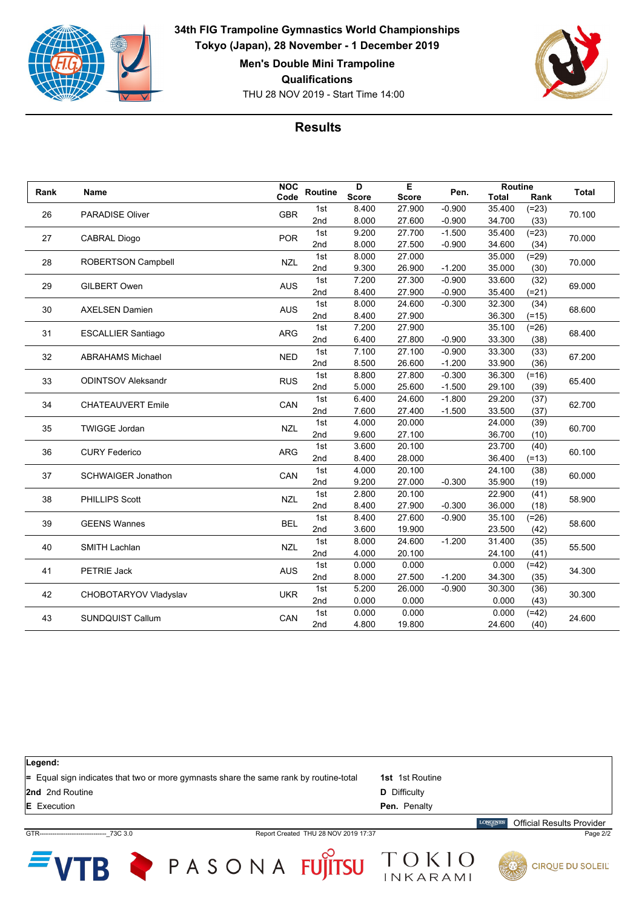34th FIG Trampoline Gymnastics World Championships
Tokyo (Japan), 28 November - 1 December 2019
Men's Double Mini Trampoline
Qualifications
THU 28 NOV 2019 - Start Time 14:00

## Results

| Rank | Name | NOC Code | Routine | D Score | E Score | Pen. | Routine Total | Routine Rank | Total |
|---|---|---|---|---|---|---|---|---|---|
| 26 | PARADISE Oliver | GBR | 1st | 8.400 | 27.900 | -0.900 | 35.400 | (=23) | 70.100 |
| | | | 2nd | 8.000 | 27.600 | -0.900 | 34.700 | (33) | |
| 27 | CABRAL Diogo | POR | 1st | 9.200 | 27.700 | -1.500 | 35.400 | (=23) | 70.000 |
| | | | 2nd | 8.000 | 27.500 | -0.900 | 34.600 | (34) | |
| 28 | ROBERTSON Campbell | NZL | 1st | 8.000 | 27.000 | | 35.000 | (=29) | 70.000 |
| | | | 2nd | 9.300 | 26.900 | -1.200 | 35.000 | (30) | |
| 29 | GILBERT Owen | AUS | 1st | 7.200 | 27.300 | -0.900 | 33.600 | (32) | 69.000 |
| | | | 2nd | 8.400 | 27.900 | -0.900 | 35.400 | (=21) | |
| 30 | AXELSEN Damien | AUS | 1st | 8.000 | 24.600 | -0.300 | 32.300 | (34) | 68.600 |
| | | | 2nd | 8.400 | 27.900 | | 36.300 | (=15) | |
| 31 | ESCALLIER Santiago | ARG | 1st | 7.200 | 27.900 | | 35.100 | (=26) | 68.400 |
| | | | 2nd | 6.400 | 27.800 | -0.900 | 33.300 | (38) | |
| 32 | ABRAHAMS Michael | NED | 1st | 7.100 | 27.100 | -0.900 | 33.300 | (33) | 67.200 |
| | | | 2nd | 8.500 | 26.600 | -1.200 | 33.900 | (36) | |
| 33 | ODINTSOV Aleksandr | RUS | 1st | 8.800 | 27.800 | -0.300 | 36.300 | (=16) | 65.400 |
| | | | 2nd | 5.000 | 25.600 | -1.500 | 29.100 | (39) | |
| 34 | CHATEAUVERT Emile | CAN | 1st | 6.400 | 24.600 | -1.800 | 29.200 | (37) | 62.700 |
| | | | 2nd | 7.600 | 27.400 | -1.500 | 33.500 | (37) | |
| 35 | TWIGGE Jordan | NZL | 1st | 4.000 | 20.000 | | 24.000 | (39) | 60.700 |
| | | | 2nd | 9.600 | 27.100 | | 36.700 | (10) | |
| 36 | CURY Federico | ARG | 1st | 3.600 | 20.100 | | 23.700 | (40) | 60.100 |
| | | | 2nd | 8.400 | 28.000 | | 36.400 | (=13) | |
| 37 | SCHWAIGER Jonathon | CAN | 1st | 4.000 | 20.100 | | 24.100 | (38) | 60.000 |
| | | | 2nd | 9.200 | 27.000 | -0.300 | 35.900 | (19) | |
| 38 | PHILLIPS Scott | NZL | 1st | 2.800 | 20.100 | | 22.900 | (41) | 58.900 |
| | | | 2nd | 8.400 | 27.900 | -0.300 | 36.000 | (18) | |
| 39 | GEENS Wannes | BEL | 1st | 8.400 | 27.600 | -0.900 | 35.100 | (=26) | 58.600 |
| | | | 2nd | 3.600 | 19.900 | | 23.500 | (42) | |
| 40 | SMITH Lachlan | NZL | 1st | 8.000 | 24.600 | -1.200 | 31.400 | (35) | 55.500 |
| | | | 2nd | 4.000 | 20.100 | | 24.100 | (41) | |
| 41 | PETRIE Jack | AUS | 1st | 0.000 | 0.000 | | 0.000 | (=42) | 34.300 |
| | | | 2nd | 8.000 | 27.500 | -1.200 | 34.300 | (35) | |
| 42 | CHOBOTARYOV Vladyslav | UKR | 1st | 5.200 | 26.000 | -0.900 | 30.300 | (36) | 30.300 |
| | | | 2nd | 0.000 | 0.000 | | 0.000 | (43) | |
| 43 | SUNDQUIST Callum | CAN | 1st | 0.000 | 0.000 | | 0.000 | (=42) | 24.600 |
| | | | 2nd | 4.800 | 19.800 | | 24.600 | (40) | |

**Legend:**

**=** Equal sign indicates that two or more gymnasts share the rank by routine-total

**1st** 1st Routine

**2nd** 2nd Routine

**D** Difficulty

**E** Execution

**Pen.** Penalty

Official Results Provider

GTR-------------------------------_73C 3.0 Report Created THU 28 NOV 2019 17:37